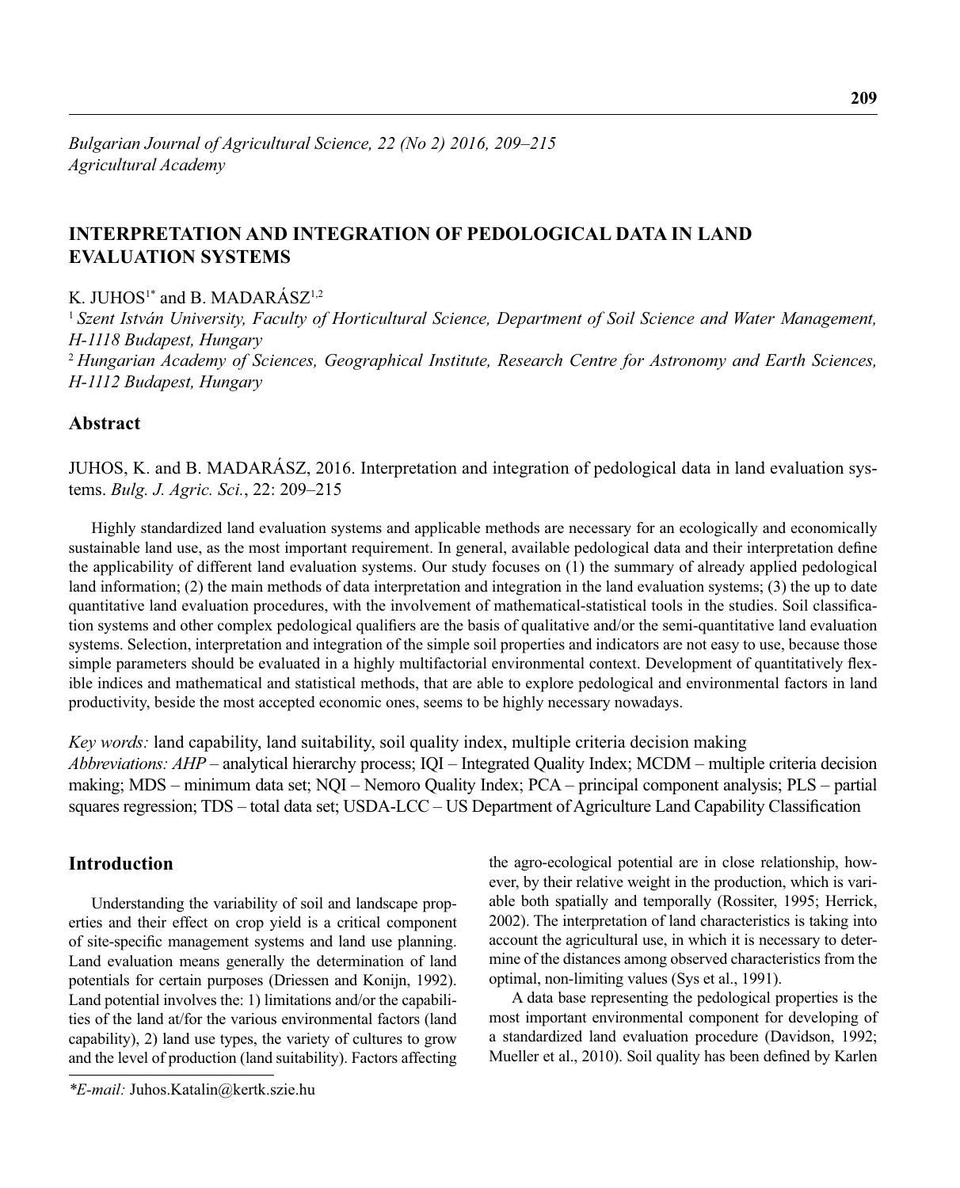# INTERPRETATION AND INTEGRATION OF PEDOLOGICAL DATA IN LAND EVALUATION SYSTEMS

K. JUHOS[1*] and B. MADARÁSZ[1,2]

[1] *Szent István University, Faculty of Horticultural Science, Department of Soil Science and Water Management, H-1118 Budapest, Hungary*

[2] *Hungarian Academy of Sciences, Geographical Institute, Research Centre for Astronomy and Earth Sciences, H-1112 Budapest, Hungary*

## Abstract

JUHOS, K. and B. MADARÁSZ, 2016. Interpretation and integration of pedological data in land evaluation systems. *Bulg. J. Agric. Sci.*, 22: 209–215

Highly standardized land evaluation systems and applicable methods are necessary for an ecologically and economically sustainable land use, as the most important requirement. In general, available pedological data and their interpretation define the applicability of different land evaluation systems. Our study focuses on (1) the summary of already applied pedological land information; (2) the main methods of data interpretation and integration in the land evaluation systems; (3) the up to date quantitative land evaluation procedures, with the involvement of mathematical-statistical tools in the studies. Soil classification systems and other complex pedological qualifiers are the basis of qualitative and/or the semi-quantitative land evaluation systems. Selection, interpretation and integration of the simple soil properties and indicators are not easy to use, because those simple parameters should be evaluated in a highly multifactorial environmental context. Development of quantitatively flexible indices and mathematical and statistical methods, that are able to explore pedological and environmental factors in land productivity, beside the most accepted economic ones, seems to be highly necessary nowadays.

*Key words:* land capability, land suitability, soil quality index, multiple criteria decision making

*Abbreviations: AHP* – analytical hierarchy process; IQI – Integrated Quality Index; MCDM – multiple criteria decision making; MDS – minimum data set; NQI – Nemoro Quality Index; PCA – principal component analysis; PLS – partial squares regression; TDS – total data set; USDA-LCC – US Department of Agriculture Land Capability Classification

## Introduction

Understanding the variability of soil and landscape properties and their effect on crop yield is a critical component of site-specific management systems and land use planning. Land evaluation means generally the determination of land potentials for certain purposes (Driessen and Konijn, 1992). Land potential involves the: 1) limitations and/or the capabilities of the land at/for the various environmental factors (land capability), 2) land use types, the variety of cultures to grow and the level of production (land suitability). Factors affecting the agro-ecological potential are in close relationship, however, by their relative weight in the production, which is variable both spatially and temporally (Rossiter, 1995; Herrick, 2002). The interpretation of land characteristics is taking into account the agricultural use, in which it is necessary to determine of the distances among observed characteristics from the optimal, non-limiting values (Sys et al., 1991).

A data base representing the pedological properties is the most important environmental component for developing of a standardized land evaluation procedure (Davidson, 1992; Mueller et al., 2010). Soil quality has been defined by Karlen

*\*E-mail:* Juhos.Katalin@kertk.szie.hu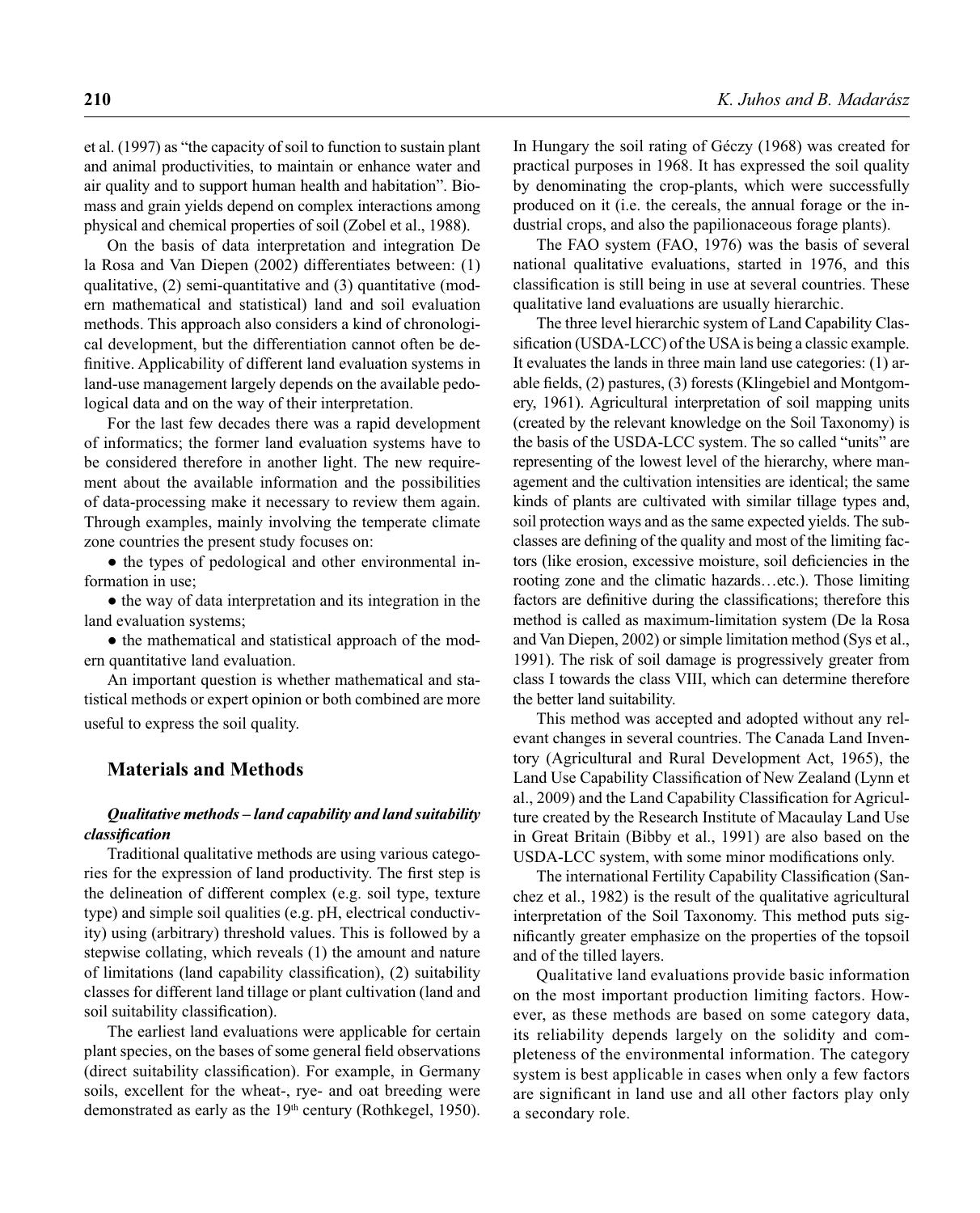et al. (1997) as "the capacity of soil to function to sustain plant and animal productivities, to maintain or enhance water and air quality and to support human health and habitation". Biomass and grain yields depend on complex interactions among physical and chemical properties of soil (Zobel et al., 1988).

On the basis of data interpretation and integration De la Rosa and Van Diepen (2002) differentiates between: (1) qualitative, (2) semi-quantitative and (3) quantitative (modern mathematical and statistical) land and soil evaluation methods. This approach also considers a kind of chronological development, but the differentiation cannot often be definitive. Applicability of different land evaluation systems in land-use management largely depends on the available pedological data and on the way of their interpretation.

For the last few decades there was a rapid development of informatics; the former land evaluation systems have to be considered therefore in another light. The new requirement about the available information and the possibilities of data-processing make it necessary to review them again. Through examples, mainly involving the temperate climate zone countries the present study focuses on:

- the types of pedological and other environmental information in use;
- the way of data interpretation and its integration in the land evaluation systems;
- the mathematical and statistical approach of the modern quantitative land evaluation.

An important question is whether mathematical and statistical methods or expert opinion or both combined are more useful to express the soil quality.

## Materials and Methods

### *Qualitative methods – land capability and land suitability classification*

Traditional qualitative methods are using various categories for the expression of land productivity. The first step is the delineation of different complex (e.g. soil type, texture type) and simple soil qualities (e.g. pH, electrical conductivity) using (arbitrary) threshold values. This is followed by a stepwise collating, which reveals (1) the amount and nature of limitations (land capability classification), (2) suitability classes for different land tillage or plant cultivation (land and soil suitability classification).

The earliest land evaluations were applicable for certain plant species, on the bases of some general field observations (direct suitability classification). For example, in Germany soils, excellent for the wheat-, rye- and oat breeding were demonstrated as early as the 19th century (Rothkegel, 1950). In Hungary the soil rating of Géczy (1968) was created for practical purposes in 1968. It has expressed the soil quality by denominating the crop-plants, which were successfully produced on it (i.e. the cereals, the annual forage or the industrial crops, and also the papilionaceous forage plants).

The FAO system (FAO, 1976) was the basis of several national qualitative evaluations, started in 1976, and this classification is still being in use at several countries. These qualitative land evaluations are usually hierarchic.

The three level hierarchic system of Land Capability Classification (USDA-LCC) of the USA is being a classic example. It evaluates the lands in three main land use categories: (1) arable fields, (2) pastures, (3) forests (Klingebiel and Montgomery, 1961). Agricultural interpretation of soil mapping units (created by the relevant knowledge on the Soil Taxonomy) is the basis of the USDA-LCC system. The so called "units" are representing of the lowest level of the hierarchy, where management and the cultivation intensities are identical; the same kinds of plants are cultivated with similar tillage types and, soil protection ways and as the same expected yields. The subclasses are defining of the quality and most of the limiting factors (like erosion, excessive moisture, soil deficiencies in the rooting zone and the climatic hazards…etc.). Those limiting factors are definitive during the classifications; therefore this method is called as maximum-limitation system (De la Rosa and Van Diepen, 2002) or simple limitation method (Sys et al., 1991). The risk of soil damage is progressively greater from class I towards the class VIII, which can determine therefore the better land suitability.

This method was accepted and adopted without any relevant changes in several countries. The Canada Land Inventory (Agricultural and Rural Development Act, 1965), the Land Use Capability Classification of New Zealand (Lynn et al., 2009) and the Land Capability Classification for Agriculture created by the Research Institute of Macaulay Land Use in Great Britain (Bibby et al., 1991) are also based on the USDA-LCC system, with some minor modifications only.

The international Fertility Capability Classification (Sanchez et al., 1982) is the result of the qualitative agricultural interpretation of the Soil Taxonomy. This method puts significantly greater emphasize on the properties of the topsoil and of the tilled layers.

Qualitative land evaluations provide basic information on the most important production limiting factors. However, as these methods are based on some category data, its reliability depends largely on the solidity and completeness of the environmental information. The category system is best applicable in cases when only a few factors are significant in land use and all other factors play only a secondary role.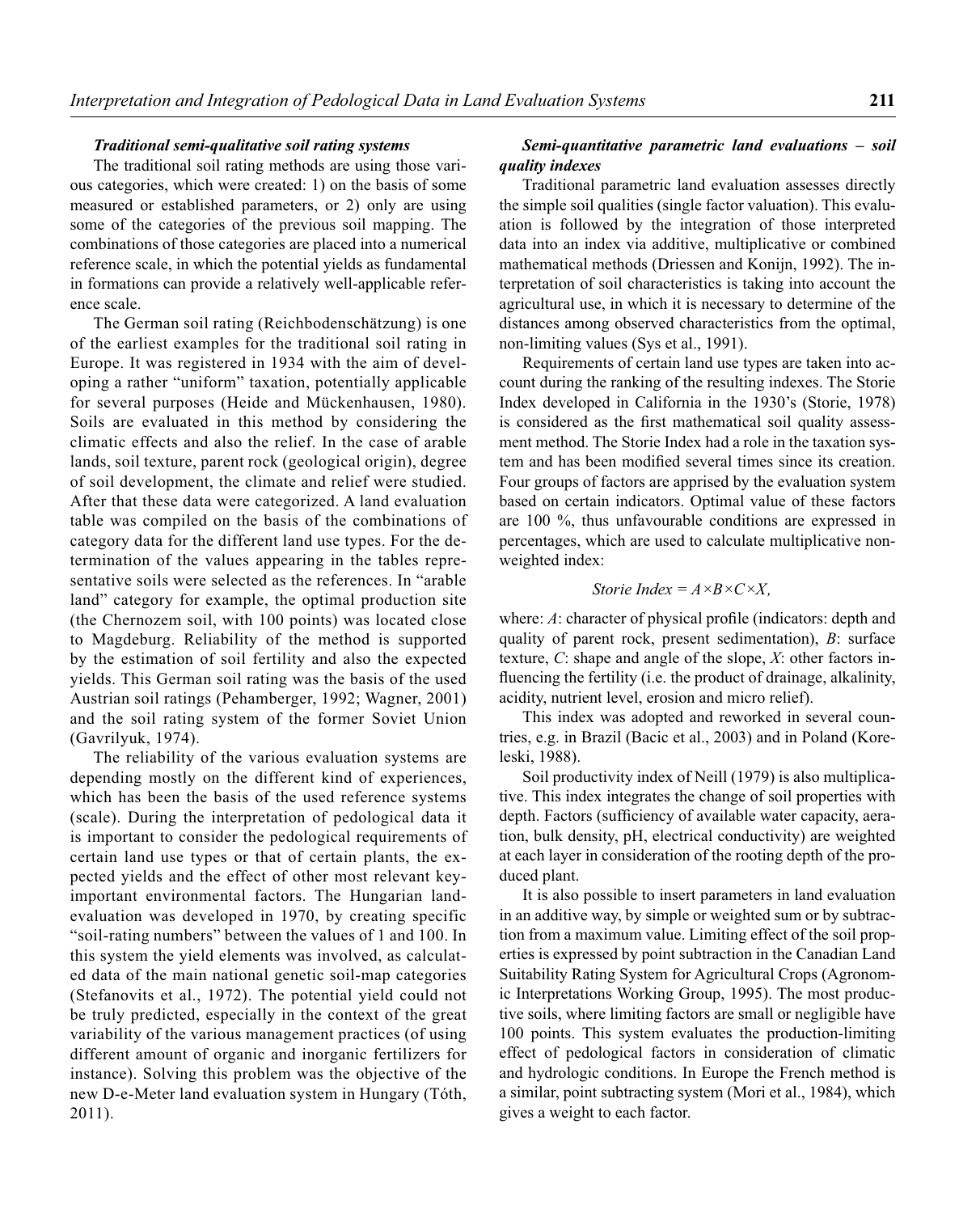### *Traditional semi-qualitative soil rating systems*

The traditional soil rating methods are using those various categories, which were created: 1) on the basis of some measured or established parameters, or 2) only are using some of the categories of the previous soil mapping. The combinations of those categories are placed into a numerical reference scale, in which the potential yields as fundamental in formations can provide a relatively well-applicable reference scale.

The German soil rating (Reichbodenschätzung) is one of the earliest examples for the traditional soil rating in Europe. It was registered in 1934 with the aim of developing a rather "uniform" taxation, potentially applicable for several purposes (Heide and Mückenhausen, 1980). Soils are evaluated in this method by considering the climatic effects and also the relief. In the case of arable lands, soil texture, parent rock (geological origin), degree of soil development, the climate and relief were studied. After that these data were categorized. A land evaluation table was compiled on the basis of the combinations of category data for the different land use types. For the determination of the values appearing in the tables representative soils were selected as the references. In "arable land" category for example, the optimal production site (the Chernozem soil, with 100 points) was located close to Magdeburg. Reliability of the method is supported by the estimation of soil fertility and also the expected yields. This German soil rating was the basis of the used Austrian soil ratings (Pehamberger, 1992; Wagner, 2001) and the soil rating system of the former Soviet Union (Gavrilyuk, 1974).

The reliability of the various evaluation systems are depending mostly on the different kind of experiences, which has been the basis of the used reference systems (scale). During the interpretation of pedological data it is important to consider the pedological requirements of certain land use types or that of certain plants, the expected yields and the effect of other most relevant key-important environmental factors. The Hungarian land-evaluation was developed in 1970, by creating specific "soil-rating numbers" between the values of 1 and 100. In this system the yield elements was involved, as calculated data of the main national genetic soil-map categories (Stefanovits et al., 1972). The potential yield could not be truly predicted, especially in the context of the great variability of the various management practices (of using different amount of organic and inorganic fertilizers for instance). Solving this problem was the objective of the new D-e-Meter land evaluation system in Hungary (Tóth, 2011).

### *Semi-quantitative parametric land evaluations – soil quality indexes*

Traditional parametric land evaluation assesses directly the simple soil qualities (single factor valuation). This evaluation is followed by the integration of those interpreted data into an index via additive, multiplicative or combined mathematical methods (Driessen and Konijn, 1992). The interpretation of soil characteristics is taking into account the agricultural use, in which it is necessary to determine of the distances among observed characteristics from the optimal, non-limiting values (Sys et al., 1991).

Requirements of certain land use types are taken into account during the ranking of the resulting indexes. The Storie Index developed in California in the 1930's (Storie, 1978) is considered as the first mathematical soil quality assessment method. The Storie Index had a role in the taxation system and has been modified several times since its creation. Four groups of factors are apprised by the evaluation system based on certain indicators. Optimal value of these factors are 100 %, thus unfavourable conditions are expressed in percentages, which are used to calculate multiplicative non-weighted index:

$$Storie\ Index = A \times B \times C \times X,$$

where: $A$: character of physical profile (indicators: depth and quality of parent rock, present sedimentation), $B$: surface texture, $C$: shape and angle of the slope, $X$: other factors influencing the fertility (i.e. the product of drainage, alkalinity, acidity, nutrient level, erosion and micro relief).

This index was adopted and reworked in several countries, e.g. in Brazil (Bacic et al., 2003) and in Poland (Koreleski, 1988).

Soil productivity index of Neill (1979) is also multiplicative. This index integrates the change of soil properties with depth. Factors (sufficiency of available water capacity, aeration, bulk density, pH, electrical conductivity) are weighted at each layer in consideration of the rooting depth of the produced plant.

It is also possible to insert parameters in land evaluation in an additive way, by simple or weighted sum or by subtraction from a maximum value. Limiting effect of the soil properties is expressed by point subtraction in the Canadian Land Suitability Rating System for Agricultural Crops (Agronomic Interpretations Working Group, 1995). The most productive soils, where limiting factors are small or negligible have 100 points. This system evaluates the production-limiting effect of pedological factors in consideration of climatic and hydrologic conditions. In Europe the French method is a similar, point subtracting system (Mori et al., 1984), which gives a weight to each factor.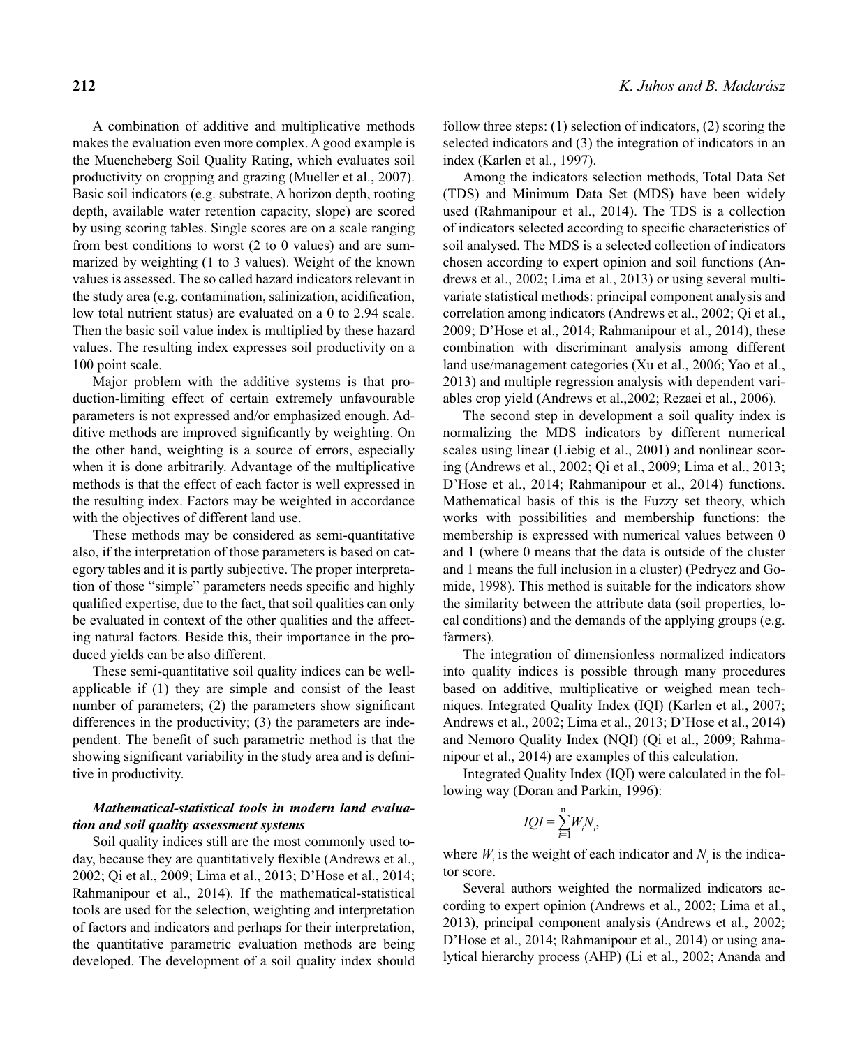A combination of additive and multiplicative methods makes the evaluation even more complex. A good example is the Muencheberg Soil Quality Rating, which evaluates soil productivity on cropping and grazing (Mueller et al., 2007). Basic soil indicators (e.g. substrate, A horizon depth, rooting depth, available water retention capacity, slope) are scored by using scoring tables. Single scores are on a scale ranging from best conditions to worst (2 to 0 values) and are summarized by weighting (1 to 3 values). Weight of the known values is assessed. The so called hazard indicators relevant in the study area (e.g. contamination, salinization, acidification, low total nutrient status) are evaluated on a 0 to 2.94 scale. Then the basic soil value index is multiplied by these hazard values. The resulting index expresses soil productivity on a 100 point scale.

Major problem with the additive systems is that production-limiting effect of certain extremely unfavourable parameters is not expressed and/or emphasized enough. Additive methods are improved significantly by weighting. On the other hand, weighting is a source of errors, especially when it is done arbitrarily. Advantage of the multiplicative methods is that the effect of each factor is well expressed in the resulting index. Factors may be weighted in accordance with the objectives of different land use.

These methods may be considered as semi-quantitative also, if the interpretation of those parameters is based on category tables and it is partly subjective. The proper interpretation of those "simple" parameters needs specific and highly qualified expertise, due to the fact, that soil qualities can only be evaluated in context of the other qualities and the affecting natural factors. Beside this, their importance in the produced yields can be also different.

These semi-quantitative soil quality indices can be well-applicable if (1) they are simple and consist of the least number of parameters; (2) the parameters show significant differences in the productivity; (3) the parameters are independent. The benefit of such parametric method is that the showing significant variability in the study area and is definitive in productivity.

***Mathematical-statistical tools in modern land evaluation and soil quality assessment systems***

Soil quality indices still are the most commonly used today, because they are quantitatively flexible (Andrews et al., 2002; Qi et al., 2009; Lima et al., 2013; D'Hose et al., 2014; Rahmanipour et al., 2014). If the mathematical-statistical tools are used for the selection, weighting and interpretation of factors and indicators and perhaps for their interpretation, the quantitative parametric evaluation methods are being developed. The development of a soil quality index should follow three steps: (1) selection of indicators, (2) scoring the selected indicators and (3) the integration of indicators in an index (Karlen et al., 1997).

Among the indicators selection methods, Total Data Set (TDS) and Minimum Data Set (MDS) have been widely used (Rahmanipour et al., 2014). The TDS is a collection of indicators selected according to specific characteristics of soil analysed. The MDS is a selected collection of indicators chosen according to expert opinion and soil functions (Andrews et al., 2002; Lima et al., 2013) or using several multivariate statistical methods: principal component analysis and correlation among indicators (Andrews et al., 2002; Qi et al., 2009; D'Hose et al., 2014; Rahmanipour et al., 2014), these combination with discriminant analysis among different land use/management categories (Xu et al., 2006; Yao et al., 2013) and multiple regression analysis with dependent variables crop yield (Andrews et al.,2002; Rezaei et al., 2006).

The second step in development a soil quality index is normalizing the MDS indicators by different numerical scales using linear (Liebig et al., 2001) and nonlinear scoring (Andrews et al., 2002; Qi et al., 2009; Lima et al., 2013; D'Hose et al., 2014; Rahmanipour et al., 2014) functions. Mathematical basis of this is the Fuzzy set theory, which works with possibilities and membership functions: the membership is expressed with numerical values between 0 and 1 (where 0 means that the data is outside of the cluster and 1 means the full inclusion in a cluster) (Pedrycz and Gomide, 1998). This method is suitable for the indicators show the similarity between the attribute data (soil properties, local conditions) and the demands of the applying groups (e.g. farmers).

The integration of dimensionless normalized indicators into quality indices is possible through many procedures based on additive, multiplicative or weighed mean techniques. Integrated Quality Index (IQI) (Karlen et al., 2007; Andrews et al., 2002; Lima et al., 2013; D'Hose et al., 2014) and Nemoro Quality Index (NQI) (Qi et al., 2009; Rahmanipour et al., 2014) are examples of this calculation.

Integrated Quality Index (IQI) were calculated in the following way (Doran and Parkin, 1996):

$$IQI = \sum_{i=1}^{n} W_i N_i,$$

where $W_i$ is the weight of each indicator and $N_i$ is the indicator score.

Several authors weighted the normalized indicators according to expert opinion (Andrews et al., 2002; Lima et al., 2013), principal component analysis (Andrews et al., 2002; D'Hose et al., 2014; Rahmanipour et al., 2014) or using analytical hierarchy process (AHP) (Li et al., 2002; Ananda and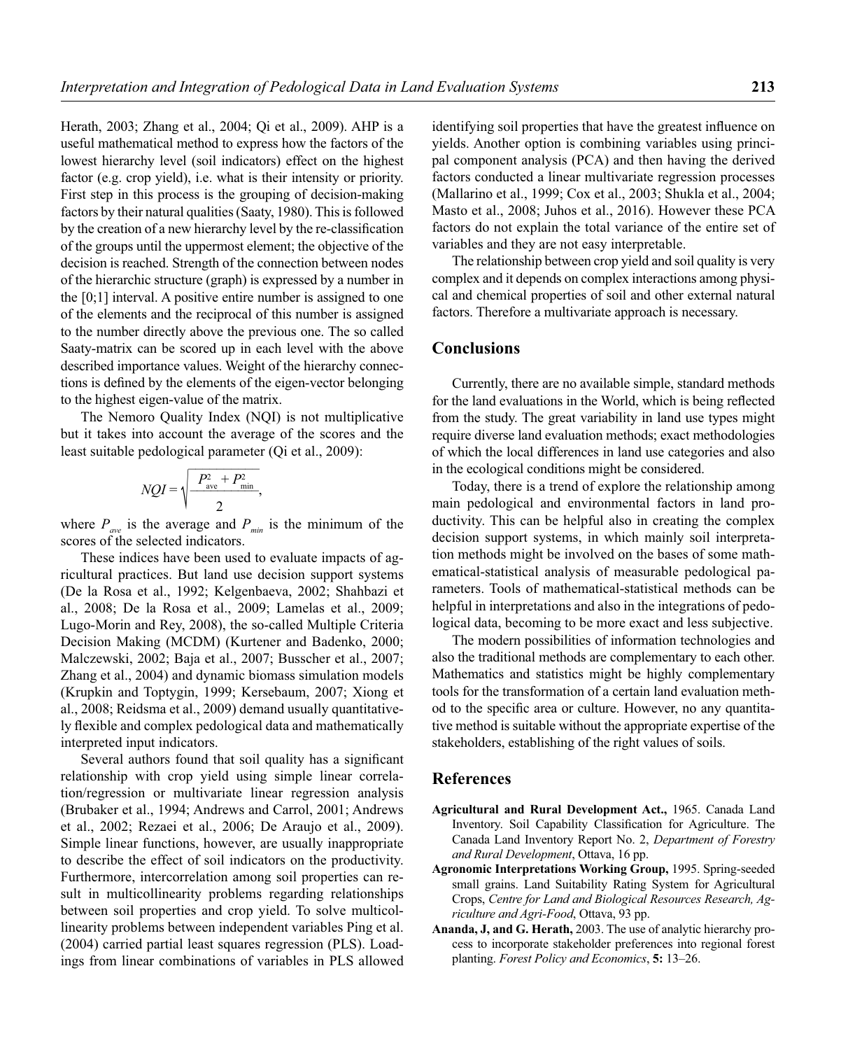Herath, 2003; Zhang et al., 2004; Qi et al., 2009). AHP is a useful mathematical method to express how the factors of the lowest hierarchy level (soil indicators) effect on the highest factor (e.g. crop yield), i.e. what is their intensity or priority. First step in this process is the grouping of decision-making factors by their natural qualities (Saaty, 1980). This is followed by the creation of a new hierarchy level by the re-classification of the groups until the uppermost element; the objective of the decision is reached. Strength of the connection between nodes of the hierarchic structure (graph) is expressed by a number in the [0;1] interval. A positive entire number is assigned to one of the elements and the reciprocal of this number is assigned to the number directly above the previous one. The so called Saaty-matrix can be scored up in each level with the above described importance values. Weight of the hierarchy connections is defined by the elements of the eigen-vector belonging to the highest eigen-value of the matrix.

The Nemoro Quality Index (NQI) is not multiplicative but it takes into account the average of the scores and the least suitable pedological parameter (Qi et al., 2009):

$$NQI = \sqrt{\frac{P_{\text{ave}}^2 + P_{\text{min}}^2}{2}},$$

where $P_{ave}$ is the average and $P_{min}$ is the minimum of the scores of the selected indicators.

These indices have been used to evaluate impacts of agricultural practices. But land use decision support systems (De la Rosa et al., 1992; Kelgenbaeva, 2002; Shahbazi et al., 2008; De la Rosa et al., 2009; Lamelas et al., 2009; Lugo-Morin and Rey, 2008), the so-called Multiple Criteria Decision Making (MCDM) (Kurtener and Badenko, 2000; Malczewski, 2002; Baja et al., 2007; Busscher et al., 2007; Zhang et al., 2004) and dynamic biomass simulation models (Krupkin and Toptygin, 1999; Kersebaum, 2007; Xiong et al., 2008; Reidsma et al., 2009) demand usually quantitatively flexible and complex pedological data and mathematically interpreted input indicators.

Several authors found that soil quality has a significant relationship with crop yield using simple linear correlation/regression or multivariate linear regression analysis (Brubaker et al., 1994; Andrews and Carrol, 2001; Andrews et al., 2002; Rezaei et al., 2006; De Araujo et al., 2009). Simple linear functions, however, are usually inappropriate to describe the effect of soil indicators on the productivity. Furthermore, intercorrelation among soil properties can result in multicollinearity problems regarding relationships between soil properties and crop yield. To solve multicollinearity problems between independent variables Ping et al. (2004) carried partial least squares regression (PLS). Loadings from linear combinations of variables in PLS allowed identifying soil properties that have the greatest influence on yields. Another option is combining variables using principal component analysis (PCA) and then having the derived factors conducted a linear multivariate regression processes (Mallarino et al., 1999; Cox et al., 2003; Shukla et al., 2004; Masto et al., 2008; Juhos et al., 2016). However these PCA factors do not explain the total variance of the entire set of variables and they are not easy interpretable.

The relationship between crop yield and soil quality is very complex and it depends on complex interactions among physical and chemical properties of soil and other external natural factors. Therefore a multivariate approach is necessary.

## Conclusions

Currently, there are no available simple, standard methods for the land evaluations in the World, which is being reflected from the study. The great variability in land use types might require diverse land evaluation methods; exact methodologies of which the local differences in land use categories and also in the ecological conditions might be considered.

Today, there is a trend of explore the relationship among main pedological and environmental factors in land productivity. This can be helpful also in creating the complex decision support systems, in which mainly soil interpretation methods might be involved on the bases of some mathematical-statistical analysis of measurable pedological parameters. Tools of mathematical-statistical methods can be helpful in interpretations and also in the integrations of pedological data, becoming to be more exact and less subjective.

The modern possibilities of information technologies and also the traditional methods are complementary to each other. Mathematics and statistics might be highly complementary tools for the transformation of a certain land evaluation method to the specific area or culture. However, no any quantitative method is suitable without the appropriate expertise of the stakeholders, establishing of the right values of soils.

## References

**Agricultural and Rural Development Act.,** 1965. Canada Land Inventory. Soil Capability Classification for Agriculture. The Canada Land Inventory Report No. 2, *Department of Forestry and Rural Development*, Ottava, 16 pp.

**Agronomic Interpretations Working Group,** 1995. Spring-seeded small grains. Land Suitability Rating System for Agricultural Crops, *Centre for Land and Biological Resources Research, Agriculture and Agri-Food*, Ottava, 93 pp.

**Ananda, J, and G. Herath,** 2003. The use of analytic hierarchy process to incorporate stakeholder preferences into regional forest planting. *Forest Policy and Economics*, **5:** 13–26.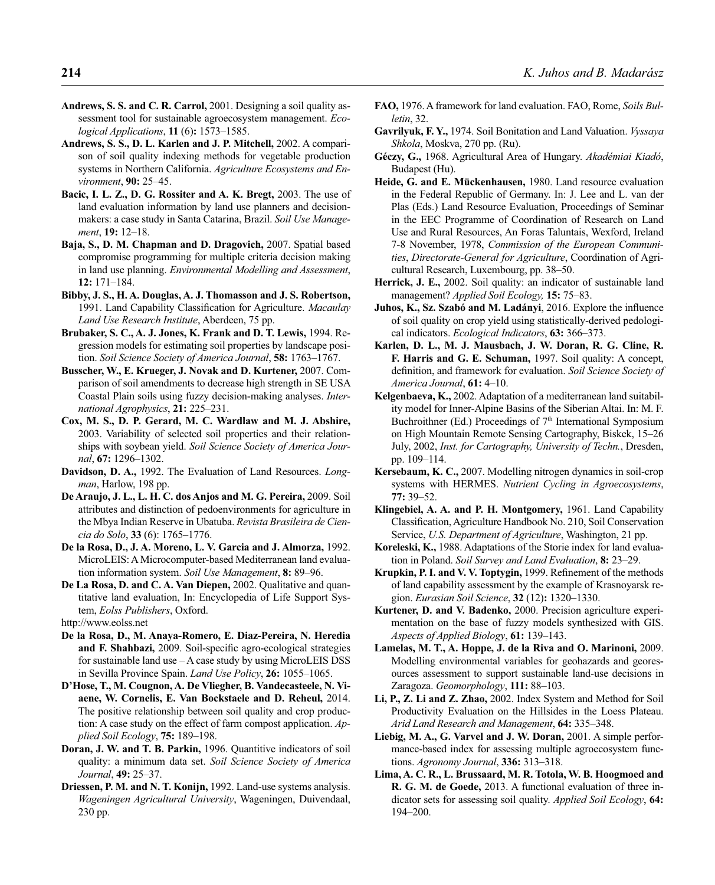**Andrews, S. S. and C. R. Carrol,** 2001. Designing a soil quality assessment tool for sustainable agroecosystem management. *Ecological Applications*, **11** (6)**:** 1573–1585.

**Andrews, S. S., D. L. Karlen and J. P. Mitchell,** 2002. A comparison of soil quality indexing methods for vegetable production systems in Northern California. *Agriculture Ecosystems and Environment*, **90:** 25–45.

**Bacic, I. L. Z., D. G. Rossiter and A. K. Bregt,** 2003. The use of land evaluation information by land use planners and decision-makers: a case study in Santa Catarina, Brazil. *Soil Use Management*, **19:** 12–18.

**Baja, S., D. M. Chapman and D. Dragovich,** 2007. Spatial based compromise programming for multiple criteria decision making in land use planning. *Environmental Modelling and Assessment*, **12:** 171–184.

**Bibby, J. S., H. A. Douglas, A. J. Thomasson and J. S. Robertson,** 1991. Land Capability Classification for Agriculture. *Macaulay Land Use Research Institute*, Aberdeen, 75 pp.

**Brubaker, S. C., A. J. Jones, K. Frank and D. T. Lewis,** 1994. Regression models for estimating soil properties by landscape position. *Soil Science Society of America Journal*, **58:** 1763–1767.

**Busscher, W., E. Krueger, J. Novak and D. Kurtener,** 2007. Comparison of soil amendments to decrease high strength in SE USA Coastal Plain soils using fuzzy decision-making analyses. *International Agrophysics*, **21:** 225–231.

**Cox, M. S., D. P. Gerard, M. C. Wardlaw and M. J. Abshire,** 2003. Variability of selected soil properties and their relationships with soybean yield. *Soil Science Society of America Journal*, **67:** 1296–1302.

**Davidson, D. A.,** 1992. The Evaluation of Land Resources. *Longman*, Harlow, 198 pp.

**De Araujo, J. L., L. H. C. dos Anjos and M. G. Pereira,** 2009. Soil attributes and distinction of pedoenvironments for agriculture in the Mbya Indian Reserve in Ubatuba. *Revista Brasileira de Ciencia do Solo*, **33** (6): 1765–1776.

**De la Rosa, D., J. A. Moreno, L. V. Garcia and J. Almorza,** 1992. MicroLEIS: A Microcomputer-based Mediterranean land evaluation information system. *Soil Use Management*, **8:** 89–96.

**De La Rosa, D. and C. A. Van Diepen,** 2002. Qualitative and quantitative land evaluation, In: Encyclopedia of Life Support System, *Eolss Publishers*, Oxford.

http://www.eolss.net

**De la Rosa, D., M. Anaya-Romero, E. Diaz-Pereira, N. Heredia and F. Shahbazi,** 2009. Soil-specific agro-ecological strategies for sustainable land use – A case study by using MicroLEIS DSS in Sevilla Province Spain. *Land Use Policy*, **26:** 1055–1065.

**D'Hose, T., M. Cougnon, A. De Vliegher, B. Vandecasteele, N. Viaene, W. Cornelis, E. Van Bockstaele and D. Reheul,** 2014. The positive relationship between soil quality and crop production: A case study on the effect of farm compost application. *Applied Soil Ecology*, **75:** 189–198.

**Doran, J. W. and T. B. Parkin,** 1996. Quantitive indicators of soil quality: a minimum data set. *Soil Science Society of America Journal*, **49:** 25–37.

**Driessen, P. M. and N. T. Konijn,** 1992. Land-use systems analysis. *Wageningen Agricultural University*, Wageningen, Duivendaal, 230 pp.

**FAO,** 1976. A framework for land evaluation. FAO, Rome, *Soils Bulletin*, 32.

**Gavrilyuk, F. Y.,** 1974. Soil Bonitation and Land Valuation. *Vyssaya Shkola*, Moskva, 270 pp. (Ru).

**Géczy, G.,** 1968. Agricultural Area of Hungary. *Akadémiai Kiadó*, Budapest (Hu).

**Heide, G. and E. Mückenhausen,** 1980. Land resource evaluation in the Federal Republic of Germany. In: J. Lee and L. van der Plas (Eds.) Land Resource Evaluation, Proceedings of Seminar in the EEC Programme of Coordination of Research on Land Use and Rural Resources, An Foras Taluntais, Wexford, Ireland 7-8 November, 1978, *Commission of the European Communities*, *Directorate-General for Agriculture*, Coordination of Agricultural Research, Luxembourg, pp. 38–50.

**Herrick, J. E.,** 2002. Soil quality: an indicator of sustainable land management? *Applied Soil Ecology,* **15:** 75–83.

**Juhos, K., Sz. Szabó and M. Ladányi**, 2016. Explore the influence of soil quality on crop yield using statistically-derived pedological indicators. *Ecological Indicators*, **63:** 366–373.

**Karlen, D. L., M. J. Mausbach, J. W. Doran, R. G. Cline, R. F. Harris and G. E. Schuman,** 1997. Soil quality: A concept, definition, and framework for evaluation. *Soil Science Society of America Journal*, **61:** 4–10.

**Kelgenbaeva, K.,** 2002. Adaptation of a mediterranean land suitability model for Inner-Alpine Basins of the Siberian Altai. In: M. F. Buchroithner (Ed.) Proceedings of 7th International Symposium on High Mountain Remote Sensing Cartography, Biskek, 15–26 July, 2002, *Inst. for Cartography, University of Techn.*, Dresden, pp. 109–114.

**Kersebaum, K. C.,** 2007. Modelling nitrogen dynamics in soil-crop systems with HERMES. *Nutrient Cycling in Agroecosystems*, **77:** 39–52.

**Klingebiel, A. A. and P. H. Montgomery,** 1961. Land Capability Classification, Agriculture Handbook No. 210, Soil Conservation Service, *U.S. Department of Agriculture*, Washington, 21 pp.

**Koreleski, K.,** 1988. Adaptations of the Storie index for land evaluation in Poland. *Soil Survey and Land Evaluation*, **8:** 23–29.

**Krupkin, P. I. and V. V. Toptygin,** 1999. Refinement of the methods of land capability assessment by the example of Krasnoyarsk region. *Eurasian Soil Science*, **32** (12)**:** 1320–1330.

**Kurtener, D. and V. Badenko,** 2000. Precision agriculture experimentation on the base of fuzzy models synthesized with GIS. *Aspects of Applied Biology*, **61:** 139–143.

**Lamelas, M. T., A. Hoppe, J. de la Riva and O. Marinoni,** 2009. Modelling environmental variables for geohazards and georesources assessment to support sustainable land-use decisions in Zaragoza. *Geomorphology*, **111:** 88–103.

**Li, P., Z. Li and Z. Zhao,** 2002. Index System and Method for Soil Productivity Evaluation on the Hillsides in the Loess Plateau. *Arid Land Research and Management*, **64:** 335–348.

**Liebig, M. A., G. Varvel and J. W. Doran,** 2001. A simple performance-based index for assessing multiple agroecosystem functions. *Agronomy Journal*, **336:** 313–318.

**Lima, A. C. R., L. Brussaard, M. R. Totola, W. B. Hoogmoed and R. G. M. de Goede,** 2013. A functional evaluation of three indicator sets for assessing soil quality. *Applied Soil Ecology*, **64:** 194–200.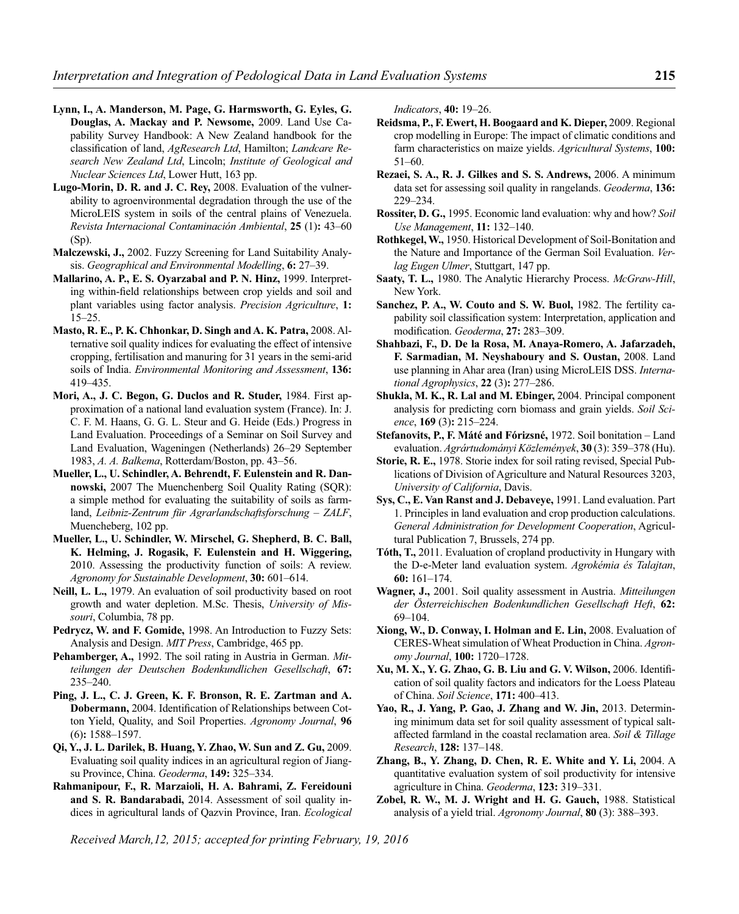**Lynn, I., A. Manderson, M. Page, G. Harmsworth, G. Eyles, G. Douglas, A. Mackay and P. Newsome,** 2009. Land Use Capability Survey Handbook: A New Zealand handbook for the classification of land, *AgResearch Ltd*, Hamilton; *Landcare Research New Zealand Ltd*, Lincoln; *Institute of Geological and Nuclear Sciences Ltd*, Lower Hutt, 163 pp.

**Lugo-Morin, D. R. and J. C. Rey,** 2008. Evaluation of the vulnerability to agroenvironmental degradation through the use of the MicroLEIS system in soils of the central plains of Venezuela. *Revista Internacional Contaminación Ambiental*, **25** (1)**:** 43–60 (Sp).

**Malczewski, J.,** 2002. Fuzzy Screening for Land Suitability Analysis. *Geographical and Environmental Modelling*, **6:** 27–39.

**Mallarino, A. P., E. S. Oyarzabal and P. N. Hinz,** 1999. Interpreting within-field relationships between crop yields and soil and plant variables using factor analysis. *Precision Agriculture*, **1:** 15–25.

**Masto, R. E., P. K. Chhonkar, D. Singh and A. K. Patra,** 2008. Alternative soil quality indices for evaluating the effect of intensive cropping, fertilisation and manuring for 31 years in the semi-arid soils of India. *Environmental Monitoring and Assessment*, **136:** 419–435.

**Mori, A., J. C. Begon, G. Duclos and R. Studer,** 1984. First approximation of a national land evaluation system (France). In: J. C. F. M. Haans, G. G. L. Steur and G. Heide (Eds.) Progress in Land Evaluation. Proceedings of a Seminar on Soil Survey and Land Evaluation, Wageningen (Netherlands) 26–29 September 1983, *A. A. Balkema*, Rotterdam/Boston, pp. 43–56.

**Mueller, L., U. Schindler, A. Behrendt, F. Eulenstein and R. Dannowski,** 2007 The Muenchenberg Soil Quality Rating (SQR): a simple method for evaluating the suitability of soils as farmland, *Leibniz-Zentrum für Agrarlandschaftsforschung – ZALF*, Muencheberg, 102 pp.

**Mueller, L., U. Schindler, W. Mirschel, G. Shepherd, B. C. Ball, K. Helming, J. Rogasik, F. Eulenstein and H. Wiggering,** 2010. Assessing the productivity function of soils: A review. *Agronomy for Sustainable Development*, **30:** 601–614.

**Neill, L. L.,** 1979. An evaluation of soil productivity based on root growth and water depletion. M.Sc. Thesis, *University of Missouri*, Columbia, 78 pp.

**Pedrycz, W. and F. Gomide,** 1998. An Introduction to Fuzzy Sets: Analysis and Design. *MIT Press*, Cambridge, 465 pp.

**Pehamberger, A.,** 1992. The soil rating in Austria in German. *Mitteilungen der Deutschen Bodenkundlichen Gesellschaft*, **67:** 235–240.

**Ping, J. L., C. J. Green, K. F. Bronson, R. E. Zartman and A. Dobermann,** 2004. Identification of Relationships between Cotton Yield, Quality, and Soil Properties. *Agronomy Journal*, **96** (6)**:** 1588–1597.

**Qi, Y., J. L. Darilek, B. Huang, Y. Zhao, W. Sun and Z. Gu,** 2009. Evaluating soil quality indices in an agricultural region of Jiangsu Province, China. *Geoderma*, **149:** 325–334.

**Rahmanipour, F., R. Marzaioli, H. A. Bahrami, Z. Fereidouni and S. R. Bandarabadi,** 2014. Assessment of soil quality indices in agricultural lands of Qazvin Province, Iran. *Ecological Indicators*, **40:** 19–26.

**Reidsma, P., F. Ewert, H. Boogaard and K. Dieper,** 2009. Regional crop modelling in Europe: The impact of climatic conditions and farm characteristics on maize yields. *Agricultural Systems*, **100:** 51–60.

**Rezaei, S. A., R. J. Gilkes and S. S. Andrews,** 2006. A minimum data set for assessing soil quality in rangelands. *Geoderma*, **136:** 229–234.

**Rossiter, D. G.,** 1995. Economic land evaluation: why and how? *Soil Use Management*, **11:** 132–140.

**Rothkegel, W.,** 1950. Historical Development of Soil-Bonitation and the Nature and Importance of the German Soil Evaluation. *Verlag Eugen Ulmer*, Stuttgart, 147 pp.

**Saaty, T. L.,** 1980. The Analytic Hierarchy Process. *McGraw-Hill*, New York.

**Sanchez, P. A., W. Couto and S. W. Buol,** 1982. The fertility capability soil classification system: Interpretation, application and modification. *Geoderma*, **27:** 283–309.

**Shahbazi, F., D. De la Rosa, M. Anaya-Romero, A. Jafarzadeh, F. Sarmadian, M. Neyshaboury and S. Oustan,** 2008. Land use planning in Ahar area (Iran) using MicroLEIS DSS. *International Agrophysics*, **22** (3)**:** 277–286.

**Shukla, M. K., R. Lal and M. Ebinger,** 2004. Principal component analysis for predicting corn biomass and grain yields. *Soil Science*, **169** (3)**:** 215–224.

**Stefanovits, P., F. Máté and Fórizsné,** 1972. Soil bonitation – Land evaluation. *Agrártudományi Közlemények*, **30** (3): 359–378 (Hu).

**Storie, R. E.,** 1978. Storie index for soil rating revised, Special Publications of Division of Agriculture and Natural Resources 3203, *University of California*, Davis.

**Sys, C., E. Van Ranst and J. Debaveye,** 1991. Land evaluation. Part 1. Principles in land evaluation and crop production calculations. *General Administration for Development Cooperation*, Agricultural Publication 7, Brussels, 274 pp.

**Tóth, T.,** 2011. Evaluation of cropland productivity in Hungary with the D-e-Meter land evaluation system. *Agrokémia és Talajtan*, **60:** 161–174.

**Wagner, J.,** 2001. Soil quality assessment in Austria. *Mitteilungen der Österreichischen Bodenkundlichen Gesellschaft Heft*, **62:** 69–104.

**Xiong, W., D. Conway, I. Holman and E. Lin,** 2008. Evaluation of CERES-Wheat simulation of Wheat Production in China. *Agronomy Journal*, **100:** 1720–1728.

**Xu, M. X., Y. G. Zhao, G. B. Liu and G. V. Wilson,** 2006. Identification of soil quality factors and indicators for the Loess Plateau of China. *Soil Science*, **171:** 400–413.

**Yao, R., J. Yang, P. Gao, J. Zhang and W. Jin,** 2013. Determining minimum data set for soil quality assessment of typical salt-affected farmland in the coastal reclamation area. *Soil & Tillage Research*, **128:** 137–148.

**Zhang, B., Y. Zhang, D. Chen, R. E. White and Y. Li,** 2004. A quantitative evaluation system of soil productivity for intensive agriculture in China. *Geoderma*, **123:** 319–331.

**Zobel, R. W., M. J. Wright and H. G. Gauch,** 1988. Statistical analysis of a yield trial. *Agronomy Journal*, **80** (3): 388–393.

*Received March,12, 2015; accepted for printing February, 19, 2016*